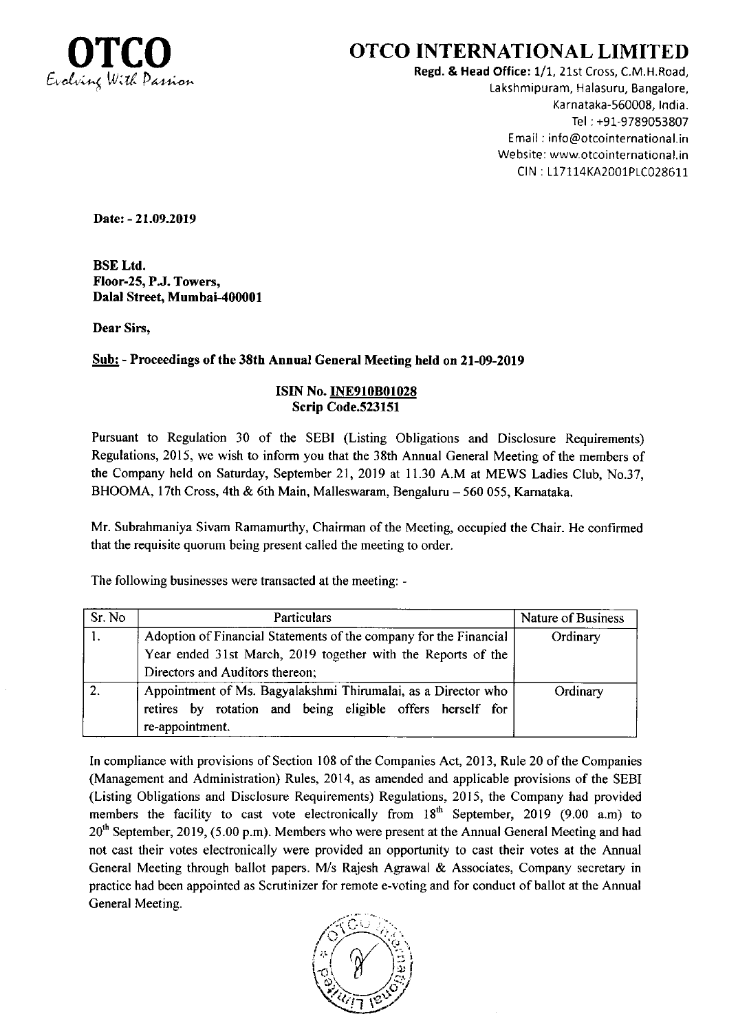**OTCO**
*Evolving With Passion*

# OTCO INTERNATIONAL LIMITED

**Regd. & Head Office:** 1/1, 21st Cross, C.M.H.Road,
Lakshmipuram, Halasuru, Bangalore,
Karnataka-560008, India.
Tel : +91-9789053807
Email : info@otcointernational.in
Website: www.otcointernational.in
CIN : L17114KA2001PLC028611

**Date: - 21.09.2019**

**BSE Ltd.**
**Floor-25, P.J. Towers,**
**Dalal Street, Mumbai-400001**

**Dear Sirs,**

**Sub: - Proceedings of the 38th Annual General Meeting held on 21-09-2019**

**ISIN No. INE910B01028**
**Scrip Code.523151**

Pursuant to Regulation 30 of the SEBI (Listing Obligations and Disclosure Requirements) Regulations, 2015, we wish to inform you that the 38th Annual General Meeting of the members of the Company held on Saturday, September 21, 2019 at 11.30 A.M at MEWS Ladies Club, No.37, BHOOMA, 17th Cross, 4th & 6th Main, Malleswaram, Bengaluru – 560 055, Karnataka.

Mr. Subrahmaniya Sivam Ramamurthy, Chairman of the Meeting, occupied the Chair. He confirmed that the requisite quorum being present called the meeting to order.

The following businesses were transacted at the meeting: -

| Sr. No | Particulars | Nature of Business |
|---|---|---|
| 1. | Adoption of Financial Statements of the company for the Financial Year ended 31st March, 2019 together with the Reports of the Directors and Auditors thereon; | Ordinary |
| 2. | Appointment of Ms. Bagyalakshmi Thirumalai, as a Director who retires by rotation and being eligible offers herself for re-appointment. | Ordinary |

In compliance with provisions of Section 108 of the Companies Act, 2013, Rule 20 of the Companies (Management and Administration) Rules, 2014, as amended and applicable provisions of the SEBI (Listing Obligations and Disclosure Requirements) Regulations, 2015, the Company had provided members the facility to cast vote electronically from 18th September, 2019 (9.00 a.m) to 20th September, 2019, (5.00 p.m). Members who were present at the Annual General Meeting and had not cast their votes electronically were provided an opportunity to cast their votes at the Annual General Meeting through ballot papers. M/s Rajesh Agrawal & Associates, Company secretary in practice had been appointed as Scrutinizer for remote e-voting and for conduct of ballot at the Annual General Meeting.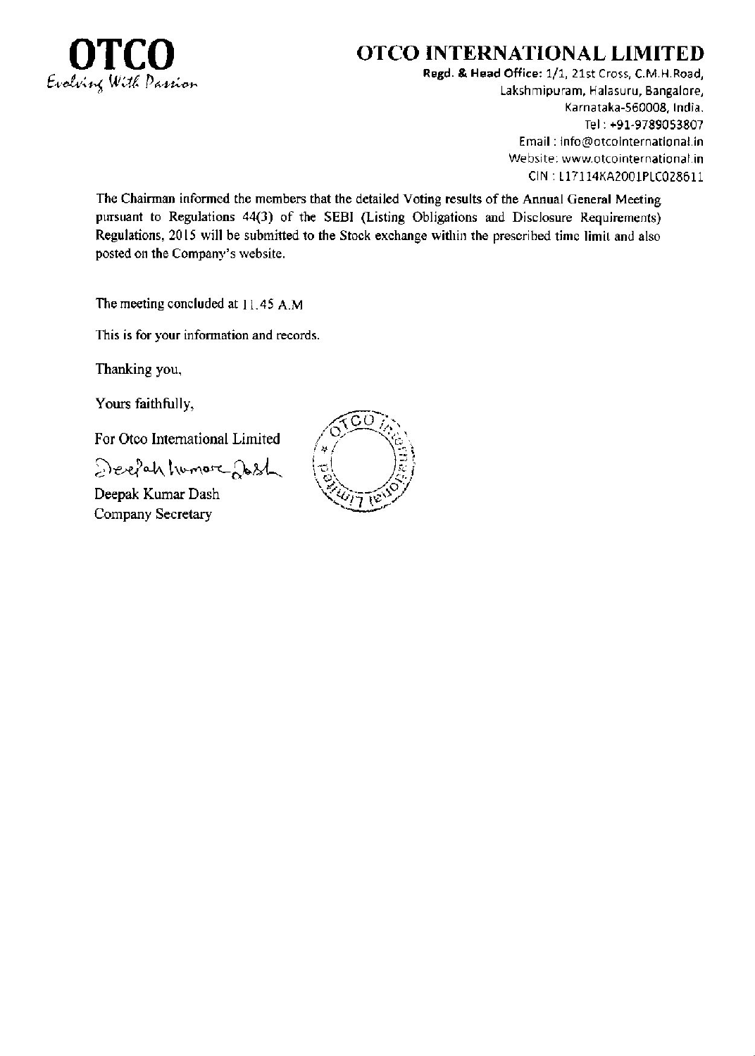**OTCO**
*Evolving With Passion*

# OTCO INTERNATIONAL LIMITED

**Regd. & Head Office:** 1/1, 21st Cross, C.M.H.Road,
Lakshmipuram, Halasuru, Bangalore,
Karnataka-560008, India.
Tel : +91-9789053807
Email : info@otcointernational.in
Website: www.otcointernational.in
CIN : L17114KA2001PLC028611

The Chairman informed the members that the detailed Voting results of the Annual General Meeting pursuant to Regulations 44(3) of the SEBI (Listing Obligations and Disclosure Requirements) Regulations, 2015 will be submitted to the Stock exchange within the prescribed time limit and also posted on the Company's website.

The meeting concluded at 11.45 A.M

This is for your information and records.

Thanking you,

Yours faithfully,

For Otco International Limited

Deepak Kumar Dash
Company Secretary